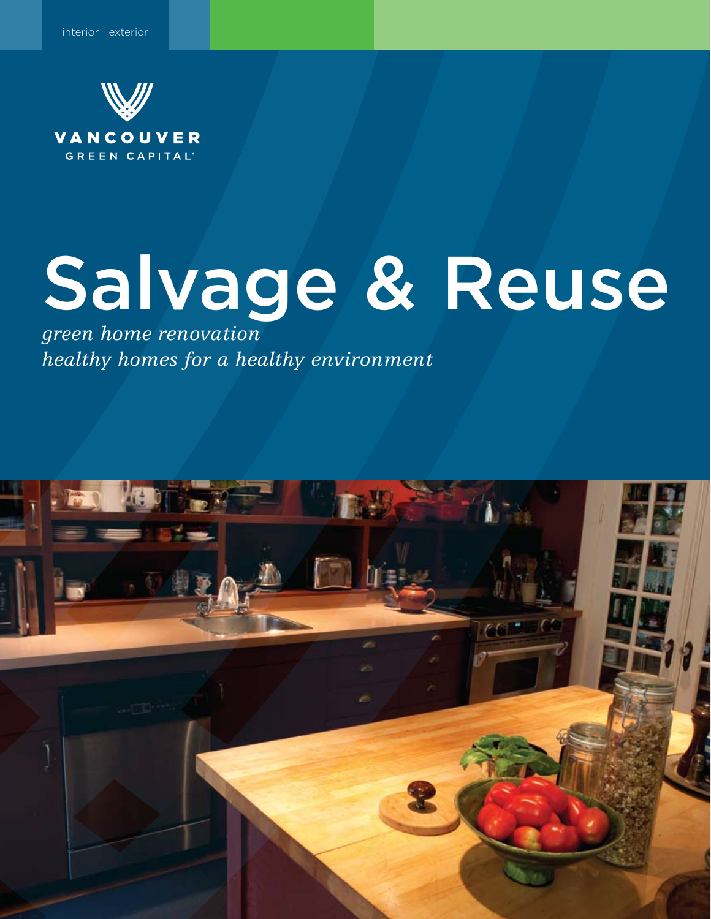interior | exterior

VANCOUVER
GREEN CAPITAL®

# Salvage & Reuse

*green home renovation*
*healthy homes for a healthy environment*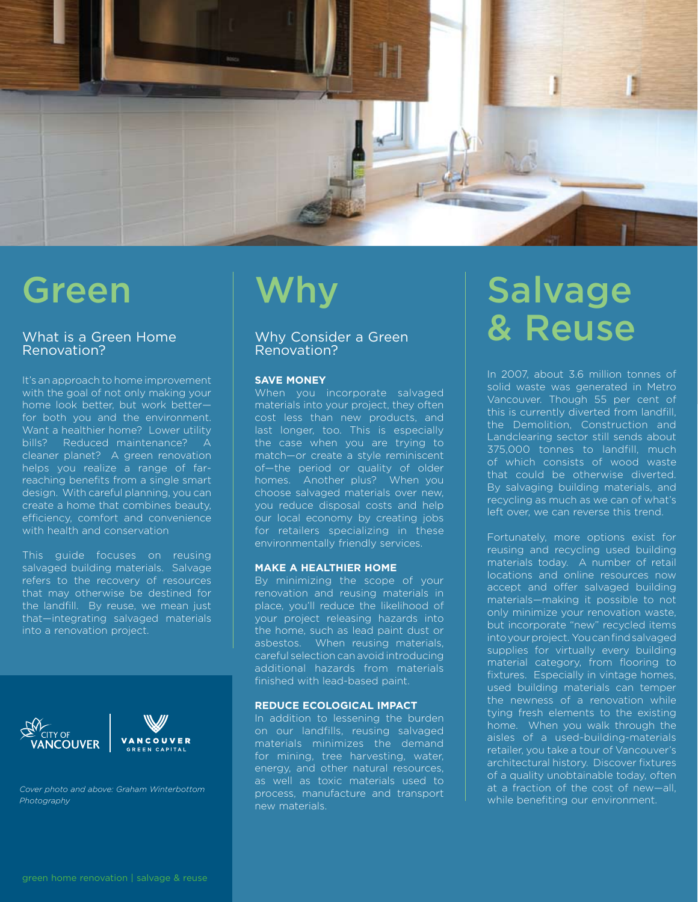# Green

## What is a Green Home Renovation?

It's an approach to home improvement with the goal of not only making your home look better, but work better—for both you and the environment. Want a healthier home? Lower utility bills? Reduced maintenance? A cleaner planet? A green renovation helps you realize a range of far-reaching benefits from a single smart design. With careful planning, you can create a home that combines beauty, efficiency, comfort and convenience with health and conservation

This guide focuses on reusing salvaged building materials. Salvage refers to the recovery of resources that may otherwise be destined for the landfill. By reuse, we mean just that—integrating salvaged materials into a renovation project.

CITY OF VANCOUVER | VANCOUVER GREEN CAPITAL

*Cover photo and above: Graham Winterbottom Photography*

# Why

## Why Consider a Green Renovation?

**SAVE MONEY**

When you incorporate salvaged materials into your project, they often cost less than new products, and last longer, too. This is especially the case when you are trying to match—or create a style reminiscent of—the period or quality of older homes. Another plus? When you choose salvaged materials over new, you reduce disposal costs and help our local economy by creating jobs for retailers specializing in these environmentally friendly services.

**MAKE A HEALTHIER HOME**

By minimizing the scope of your renovation and reusing materials in place, you'll reduce the likelihood of your project releasing hazards into the home, such as lead paint dust or asbestos. When reusing materials, careful selection can avoid introducing additional hazards from materials finished with lead-based paint.

**REDUCE ECOLOGICAL IMPACT**

In addition to lessening the burden on our landfills, reusing salvaged materials minimizes the demand for mining, tree harvesting, water, energy, and other natural resources, as well as toxic materials used to process, manufacture and transport new materials.

# Salvage & Reuse

In 2007, about 3.6 million tonnes of solid waste was generated in Metro Vancouver. Though 55 per cent of this is currently diverted from landfill, the Demolition, Construction and Landclearing sector still sends about 375,000 tonnes to landfill, much of which consists of wood waste that could be otherwise diverted. By salvaging building materials, and recycling as much as we can of what's left over, we can reverse this trend.

Fortunately, more options exist for reusing and recycling used building materials today. A number of retail locations and online resources now accept and offer salvaged building materials—making it possible to not only minimize your renovation waste, but incorporate "new" recycled items into your project. You can find salvaged supplies for virtually every building material category, from flooring to fixtures. Especially in vintage homes, used building materials can temper the newness of a renovation while tying fresh elements to the existing home. When you walk through the aisles of a used-building-materials retailer, you take a tour of Vancouver's architectural history. Discover fixtures of a quality unobtainable today, often at a fraction of the cost of new—all, while benefiting our environment.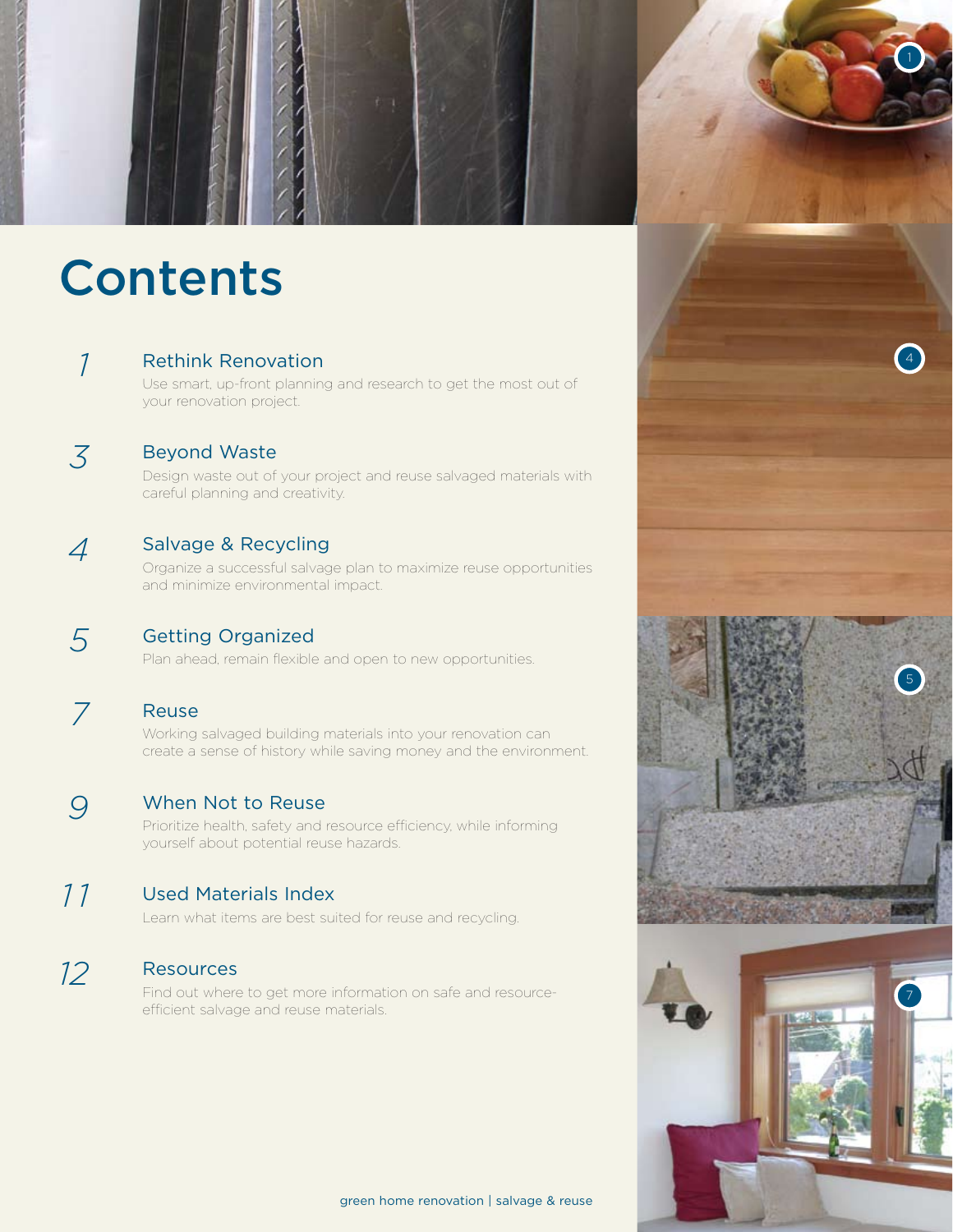# Contents

*1* **Rethink Renovation**
Use smart, up-front planning and research to get the most out of your renovation project.

*3* **Beyond Waste**
Design waste out of your project and reuse salvaged materials with careful planning and creativity.

*4* **Salvage & Recycling**
Organize a successful salvage plan to maximize reuse opportunities and minimize environmental impact.

*5* **Getting Organized**
Plan ahead, remain flexible and open to new opportunities.

*7* **Reuse**
Working salvaged building materials into your renovation can create a sense of history while saving money and the environment.

*9* **When Not to Reuse**
Prioritize health, safety and resource efficiency, while informing yourself about potential reuse hazards.

*11* **Used Materials Index**
Learn what items are best suited for reuse and recycling.

*12* **Resources**
Find out where to get more information on safe and resource-efficient salvage and reuse materials.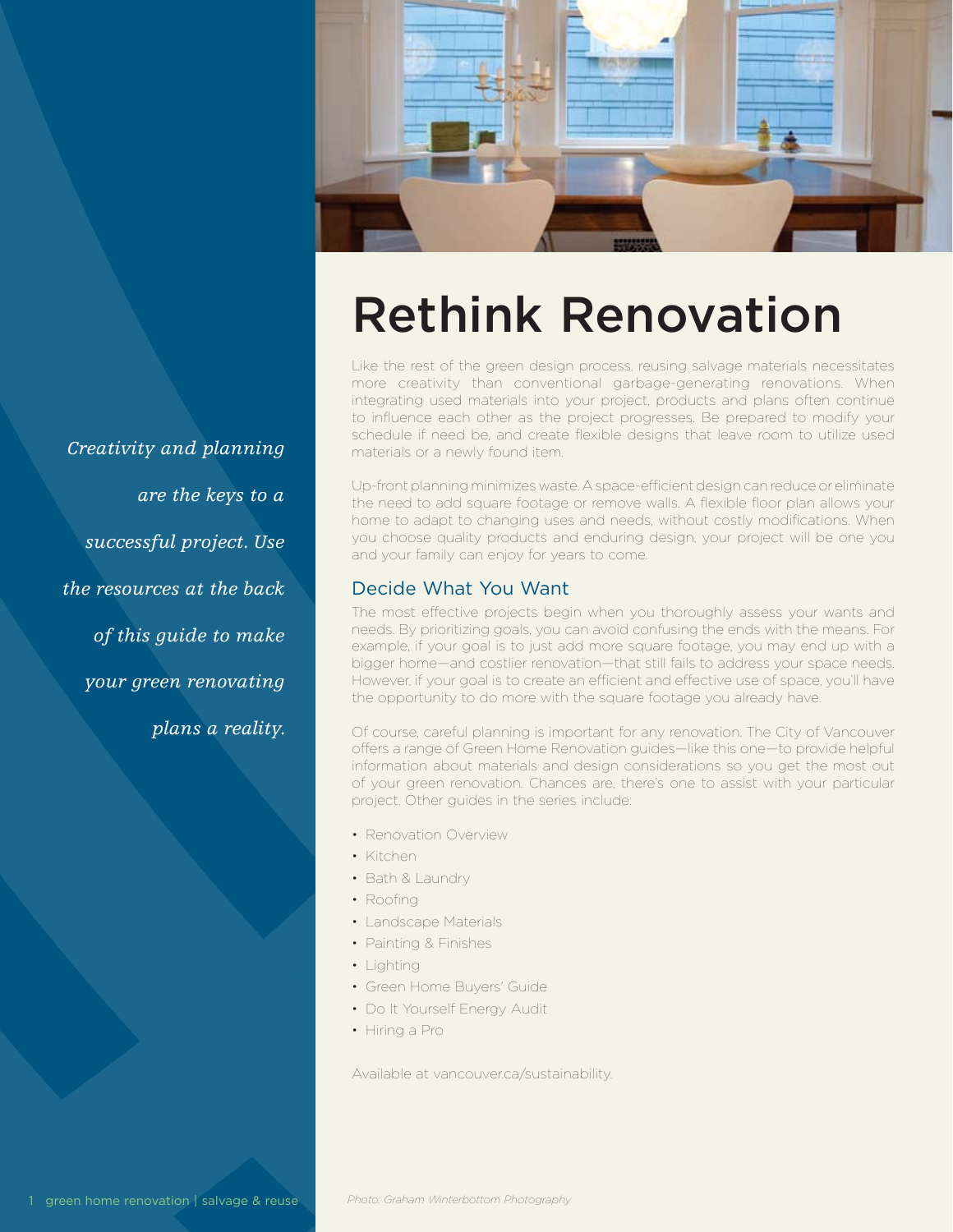# Rethink Renovation

*Creativity and planning are the keys to a successful project. Use the resources at the back of this guide to make your green renovating plans a reality.*

Like the rest of the green design process, reusing salvage materials necessitates more creativity than conventional garbage-generating renovations. When integrating used materials into your project, products and plans often continue to influence each other as the project progresses. Be prepared to modify your schedule if need be, and create flexible designs that leave room to utilize used materials or a newly found item.

Up-front planning minimizes waste. A space-efficient design can reduce or eliminate the need to add square footage or remove walls. A flexible floor plan allows your home to adapt to changing uses and needs, without costly modifications. When you choose quality products and enduring design, your project will be one you and your family can enjoy for years to come.

## Decide What You Want

The most effective projects begin when you thoroughly assess your wants and needs. By prioritizing goals, you can avoid confusing the ends with the means. For example, if your goal is to just add more square footage, you may end up with a bigger home—and costlier renovation—that still fails to address your space needs. However, if your goal is to create an efficient and effective use of space, you'll have the opportunity to do more with the square footage you already have.

Of course, careful planning is important for any renovation. The City of Vancouver offers a range of Green Home Renovation guides—like this one—to provide helpful information about materials and design considerations so you get the most out of your green renovation. Chances are, there's one to assist with your particular project. Other guides in the series include:

- Renovation Overview
- Kitchen
- Bath & Laundry
- Roofing
- Landscape Materials
- Painting & Finishes
- Lighting
- Green Home Buyers' Guide
- Do It Yourself Energy Audit
- Hiring a Pro

Available at vancouver.ca/sustainability.

*Photo: Graham Winterbottom Photography*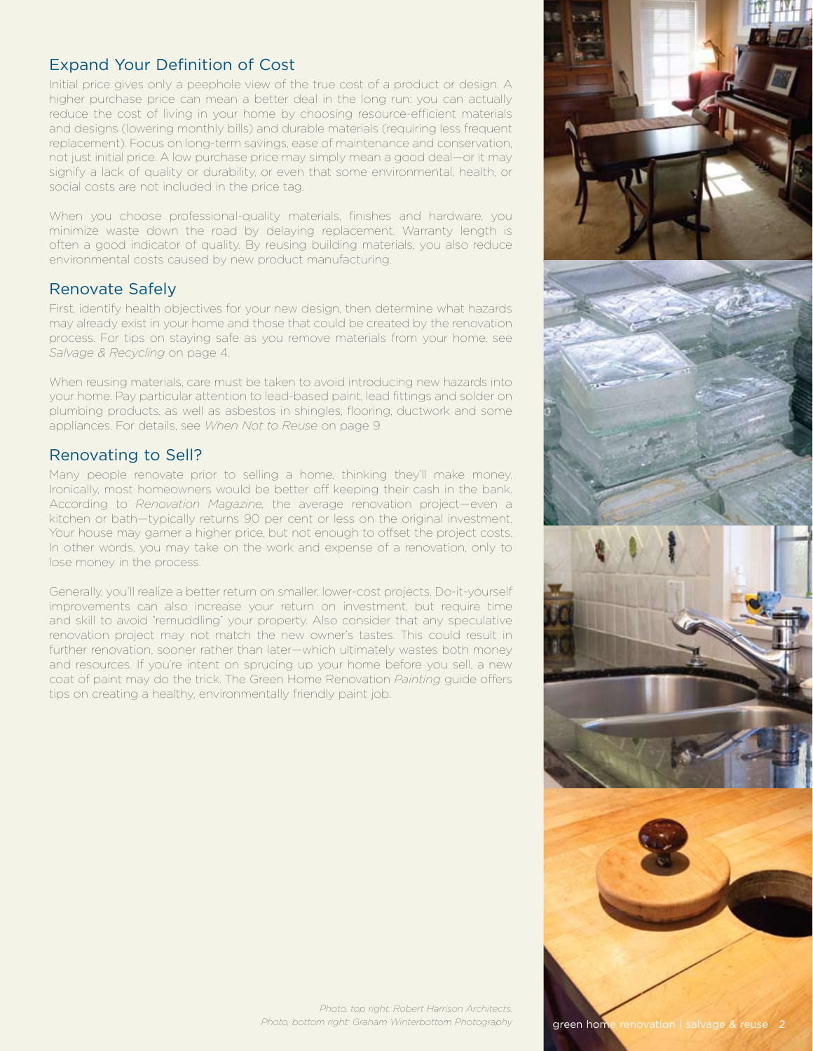## Expand Your Definition of Cost

Initial price gives only a peephole view of the true cost of a product or design. A higher purchase price can mean a better deal in the long run: you can actually reduce the cost of living in your home by choosing resource-efficient materials and designs (lowering monthly bills) and durable materials (requiring less frequent replacement). Focus on long-term savings, ease of maintenance and conservation, not just initial price. A low purchase price may simply mean a good deal—or it may signify a lack of quality or durability, or even that some environmental, health, or social costs are not included in the price tag.

When you choose professional-quality materials, finishes and hardware, you minimize waste down the road by delaying replacement. Warranty length is often a good indicator of quality. By reusing building materials, you also reduce environmental costs caused by new product manufacturing.

## Renovate Safely

First, identify health objectives for your new design, then determine what hazards may already exist in your home and those that could be created by the renovation process. For tips on staying safe as you remove materials from your home, see *Salvage & Recycling* on page 4.

When reusing materials, care must be taken to avoid introducing new hazards into your home. Pay particular attention to lead-based paint, lead fittings and solder on plumbing products, as well as asbestos in shingles, flooring, ductwork and some appliances. For details, see *When Not to Reuse* on page 9.

## Renovating to Sell?

Many people renovate prior to selling a home, thinking they'll make money. Ironically, most homeowners would be better off keeping their cash in the bank. According to *Renovation Magazine*, the average renovation project—even a kitchen or bath—typically returns 90 per cent or less on the original investment. Your house may garner a higher price, but not enough to offset the project costs. In other words, you may take on the work and expense of a renovation, only to lose money in the process.

Generally, you'll realize a better return on smaller, lower-cost projects. Do-it-yourself improvements can also increase your return on investment, but require time and skill to avoid "remuddling" your property. Also consider that any speculative renovation project may not match the new owner's tastes. This could result in further renovation, sooner rather than later—which ultimately wastes both money and resources. If you're intent on sprucing up your home before you sell, a new coat of paint may do the trick. The Green Home Renovation *Painting* guide offers tips on creating a healthy, environmentally friendly paint job.

*Photo, top right: Robert Harrison Architects.*
*Photo, bottom right: Graham Winterbottom Photography*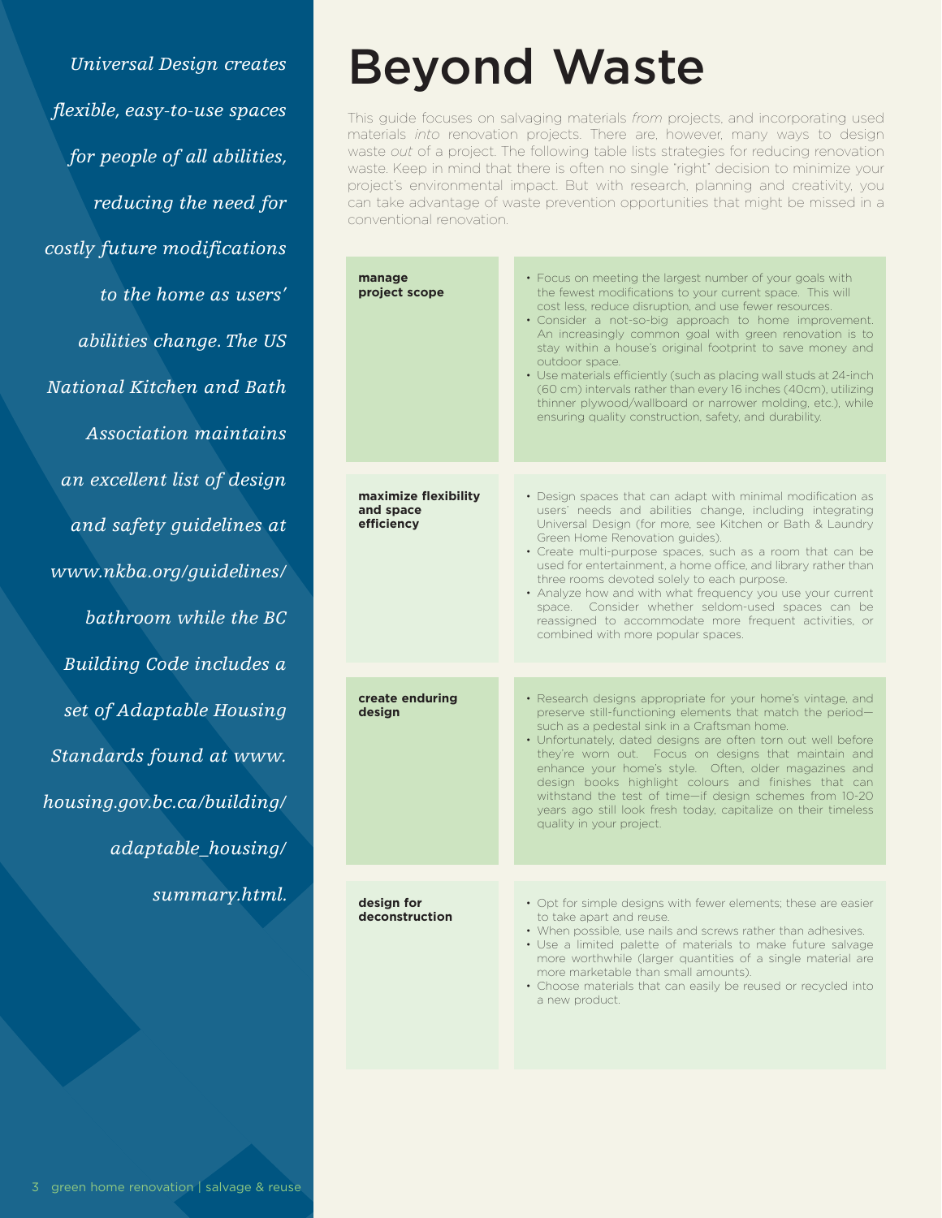# Beyond Waste

This guide focuses on salvaging materials *from* projects, and incorporating used materials *into* renovation projects. There are, however, many ways to design waste *out* of a project. The following table lists strategies for reducing renovation waste. Keep in mind that there is often no single "right" decision to minimize your project's environmental impact. But with research, planning and creativity, you can take advantage of waste prevention opportunities that might be missed in a conventional renovation.

| | |
|---|---|
| **manage project scope** | • Focus on meeting the largest number of your goals with the fewest modifications to your current space. This will cost less, reduce disruption, and use fewer resources.<br>• Consider a not-so-big approach to home improvement. An increasingly common goal with green renovation is to stay within a house's original footprint to save money and outdoor space.<br>• Use materials efficiently (such as placing wall studs at 24-inch (60 cm) intervals rather than every 16 inches (40cm), utilizing thinner plywood/wallboard or narrower molding, etc.), while ensuring quality construction, safety, and durability. |
| **maximize flexibility and space efficiency** | • Design spaces that can adapt with minimal modification as users' needs and abilities change, including integrating Universal Design (for more, see Kitchen or Bath & Laundry Green Home Renovation guides).<br>• Create multi-purpose spaces, such as a room that can be used for entertainment, a home office, and library rather than three rooms devoted solely to each purpose.<br>• Analyze how and with what frequency you use your current space. Consider whether seldom-used spaces can be reassigned to accommodate more frequent activities, or combined with more popular spaces. |
| **create enduring design** | • Research designs appropriate for your home's vintage, and preserve still-functioning elements that match the period—such as a pedestal sink in a Craftsman home.<br>• Unfortunately, dated designs are often torn out well before they're worn out. Focus on designs that maintain and enhance your home's style. Often, older magazines and design books highlight colours and finishes that can withstand the test of time—if design schemes from 10-20 years ago still look fresh today, capitalize on their timeless quality in your project. |
| **design for deconstruction** | • Opt for simple designs with fewer elements; these are easier to take apart and reuse.<br>• When possible, use nails and screws rather than adhesives.<br>• Use a limited palette of materials to make future salvage more worthwhile (larger quantities of a single material are more marketable than small amounts).<br>• Choose materials that can easily be reused or recycled into a new product. |

*Universal Design creates flexible, easy-to-use spaces for people of all abilities, reducing the need for costly future modifications to the home as users' abilities change. The US National Kitchen and Bath Association maintains an excellent list of design and safety guidelines at www.nkba.org/guidelines/bathroom while the BC Building Code includes a set of Adaptable Housing Standards found at www.housing.gov.bc.ca/building/adaptable_housing/summary.html.*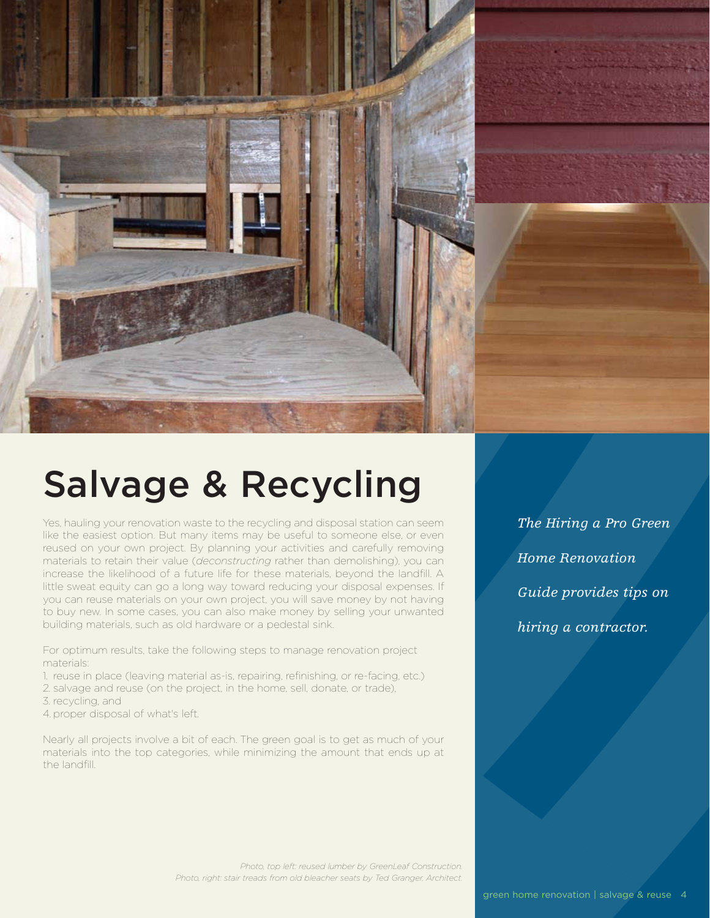# Salvage & Recycling

Yes, hauling your renovation waste to the recycling and disposal station can seem like the easiest option. But many items may be useful to someone else, or even reused on your own project. By planning your activities and carefully removing materials to retain their value (*deconstructing* rather than demolishing), you can increase the likelihood of a future life for these materials, beyond the landfill. A little sweat equity can go a long way toward reducing your disposal expenses. If you can reuse materials on your own project, you will save money by not having to buy new. In some cases, you can also make money by selling your unwanted building materials, such as old hardware or a pedestal sink.

For optimum results, take the following steps to manage renovation project materials:

1. reuse in place (leaving material as-is, repairing, refinishing, or re-facing, etc.)
2. salvage and reuse (on the project, in the home, sell, donate, or trade),
3. recycling, and
4. proper disposal of what's left.

Nearly all projects involve a bit of each. The green goal is to get as much of your materials into the top categories, while minimizing the amount that ends up at the landfill.

*The Hiring a Pro Green Home Renovation Guide provides tips on hiring a contractor.*

*Photo, top left: reused lumber by GreenLeaf Construction.*
*Photo, right: stair treads from old bleacher seats by Ted Granger, Architect.*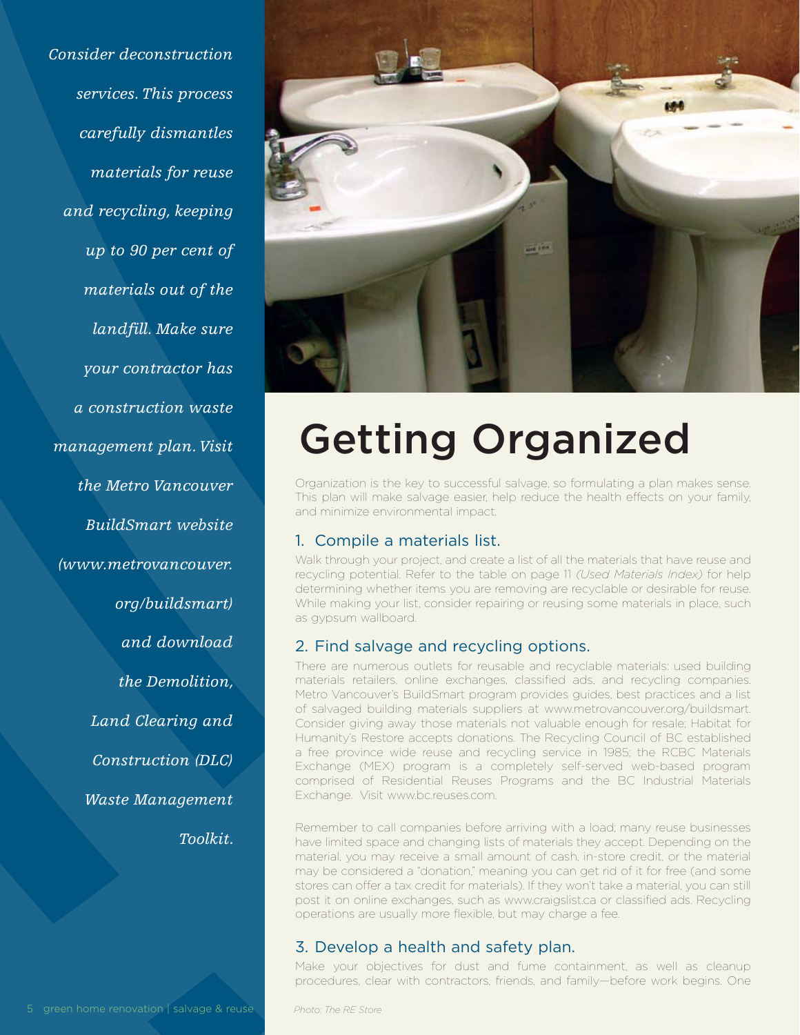*Consider deconstruction services. This process carefully dismantles materials for reuse and recycling, keeping up to 90 per cent of materials out of the landfill. Make sure your contractor has a construction waste management plan. Visit the Metro Vancouver BuildSmart website (www.metrovancouver.org/buildsmart) and download the Demolition, Land Clearing and Construction (DLC) Waste Management Toolkit.*

*Photo: The RE Store*

# Getting Organized

Organization is the key to successful salvage, so formulating a plan makes sense. This plan will make salvage easier, help reduce the health effects on your family, and minimize environmental impact.

## 1. Compile a materials list.

Walk through your project, and create a list of all the materials that have reuse and recycling potential. Refer to the table on page 11 *(Used Materials Index)* for help determining whether items you are removing are recyclable or desirable for reuse. While making your list, consider repairing or reusing some materials in place, such as gypsum wallboard.

## 2. Find salvage and recycling options.

There are numerous outlets for reusable and recyclable materials: used building materials retailers, online exchanges, classified ads, and recycling companies. Metro Vancouver's BuildSmart program provides guides, best practices and a list of salvaged building materials suppliers at www.metrovancouver.org/buildsmart. Consider giving away those materials not valuable enough for resale; Habitat for Humanity's Restore accepts donations. The Recycling Council of BC established a free province wide reuse and recycling service in 1985; the RCBC Materials Exchange (MEX) program is a completely self-served web-based program comprised of Residential Reuses Programs and the BC Industrial Materials Exchange. Visit www.bc.reuses.com.

Remember to call companies before arriving with a load; many reuse businesses have limited space and changing lists of materials they accept. Depending on the material, you may receive a small amount of cash, in-store credit, or the material may be considered a "donation," meaning you can get rid of it for free (and some stores can offer a tax credit for materials). If they won't take a material, you can still post it on online exchanges, such as www.craigslist.ca or classified ads. Recycling operations are usually more flexible, but may charge a fee.

## 3. Develop a health and safety plan.

Make your objectives for dust and fume containment, as well as cleanup procedures, clear with contractors, friends, and family—before work begins. One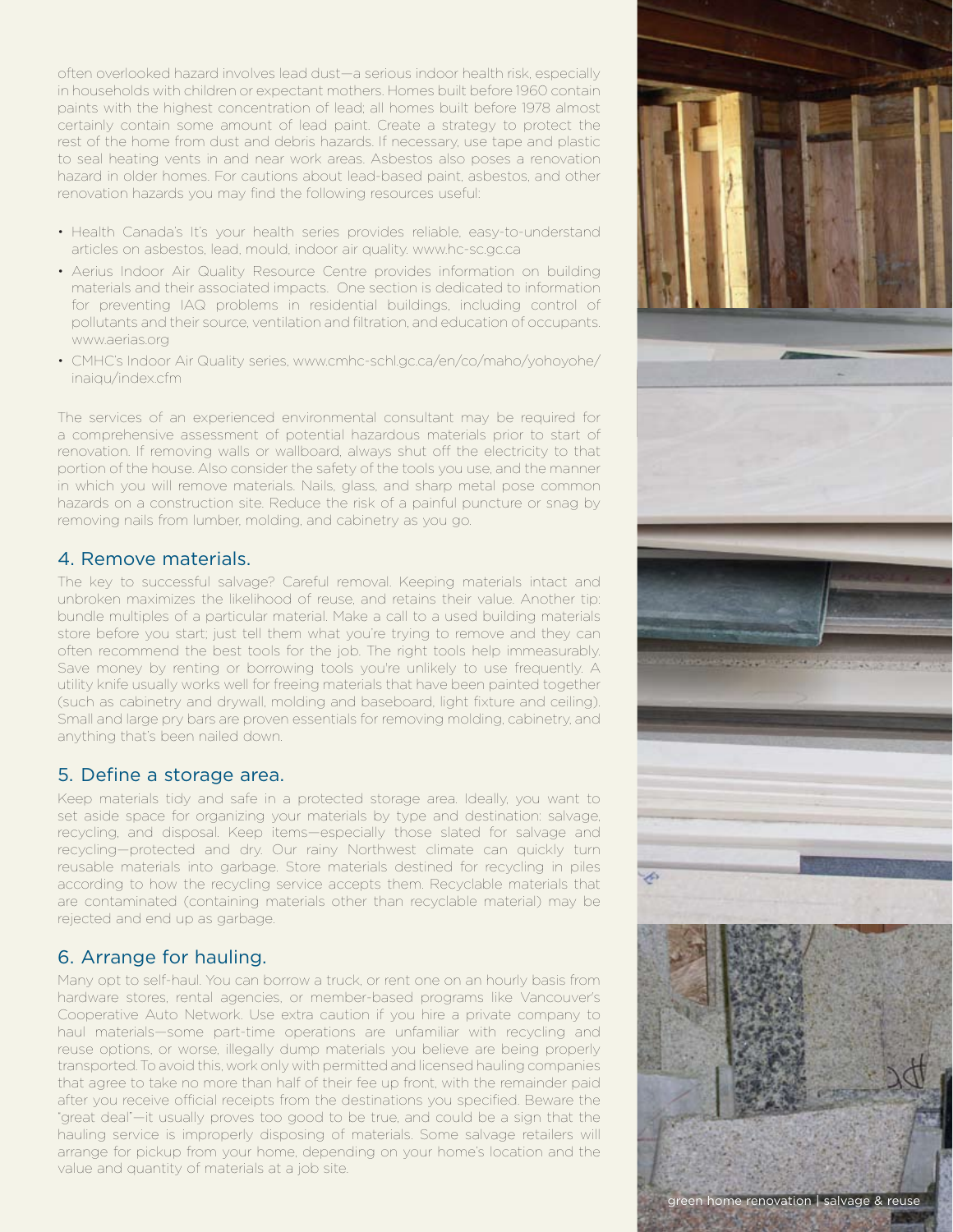often overlooked hazard involves lead dust—a serious indoor health risk, especially in households with children or expectant mothers. Homes built before 1960 contain paints with the highest concentration of lead; all homes built before 1978 almost certainly contain some amount of lead paint. Create a strategy to protect the rest of the home from dust and debris hazards. If necessary, use tape and plastic to seal heating vents in and near work areas. Asbestos also poses a renovation hazard in older homes. For cautions about lead-based paint, asbestos, and other renovation hazards you may find the following resources useful:

- Health Canada's It's your health series provides reliable, easy-to-understand articles on asbestos, lead, mould, indoor air quality. www.hc-sc.gc.ca
- Aerius Indoor Air Quality Resource Centre provides information on building materials and their associated impacts. One section is dedicated to information for preventing IAQ problems in residential buildings, including control of pollutants and their source, ventilation and filtration, and education of occupants. www.aerias.org
- CMHC's Indoor Air Quality series. www.cmhc-schl.gc.ca/en/co/maho/yohoyohe/inaiqu/index.cfm

The services of an experienced environmental consultant may be required for a comprehensive assessment of potential hazardous materials prior to start of renovation. If removing walls or wallboard, always shut off the electricity to that portion of the house. Also consider the safety of the tools you use, and the manner in which you will remove materials. Nails, glass, and sharp metal pose common hazards on a construction site. Reduce the risk of a painful puncture or snag by removing nails from lumber, molding, and cabinetry as you go.

## 4. Remove materials.

The key to successful salvage? Careful removal. Keeping materials intact and unbroken maximizes the likelihood of reuse, and retains their value. Another tip: bundle multiples of a particular material. Make a call to a used building materials store before you start; just tell them what you're trying to remove and they can often recommend the best tools for the job. The right tools help immeasurably. Save money by renting or borrowing tools you're unlikely to use frequently. A utility knife usually works well for freeing materials that have been painted together (such as cabinetry and drywall, molding and baseboard, light fixture and ceiling). Small and large pry bars are proven essentials for removing molding, cabinetry, and anything that's been nailed down.

## 5. Define a storage area.

Keep materials tidy and safe in a protected storage area. Ideally, you want to set aside space for organizing your materials by type and destination: salvage, recycling, and disposal. Keep items—especially those slated for salvage and recycling—protected and dry. Our rainy Northwest climate can quickly turn reusable materials into garbage. Store materials destined for recycling in piles according to how the recycling service accepts them. Recyclable materials that are contaminated (containing materials other than recyclable material) may be rejected and end up as garbage.

## 6. Arrange for hauling.

Many opt to self-haul. You can borrow a truck, or rent one on an hourly basis from hardware stores, rental agencies, or member-based programs like Vancouver's Cooperative Auto Network. Use extra caution if you hire a private company to haul materials—some part-time operations are unfamiliar with recycling and reuse options, or worse, illegally dump materials you believe are being properly transported. To avoid this, work only with permitted and licensed hauling companies that agree to take no more than half of their fee up front, with the remainder paid after you receive official receipts from the destinations you specified. Beware the "great deal"—it usually proves too good to be true, and could be a sign that the hauling service is improperly disposing of materials. Some salvage retailers will arrange for pickup from your home, depending on your home's location and the value and quantity of materials at a job site.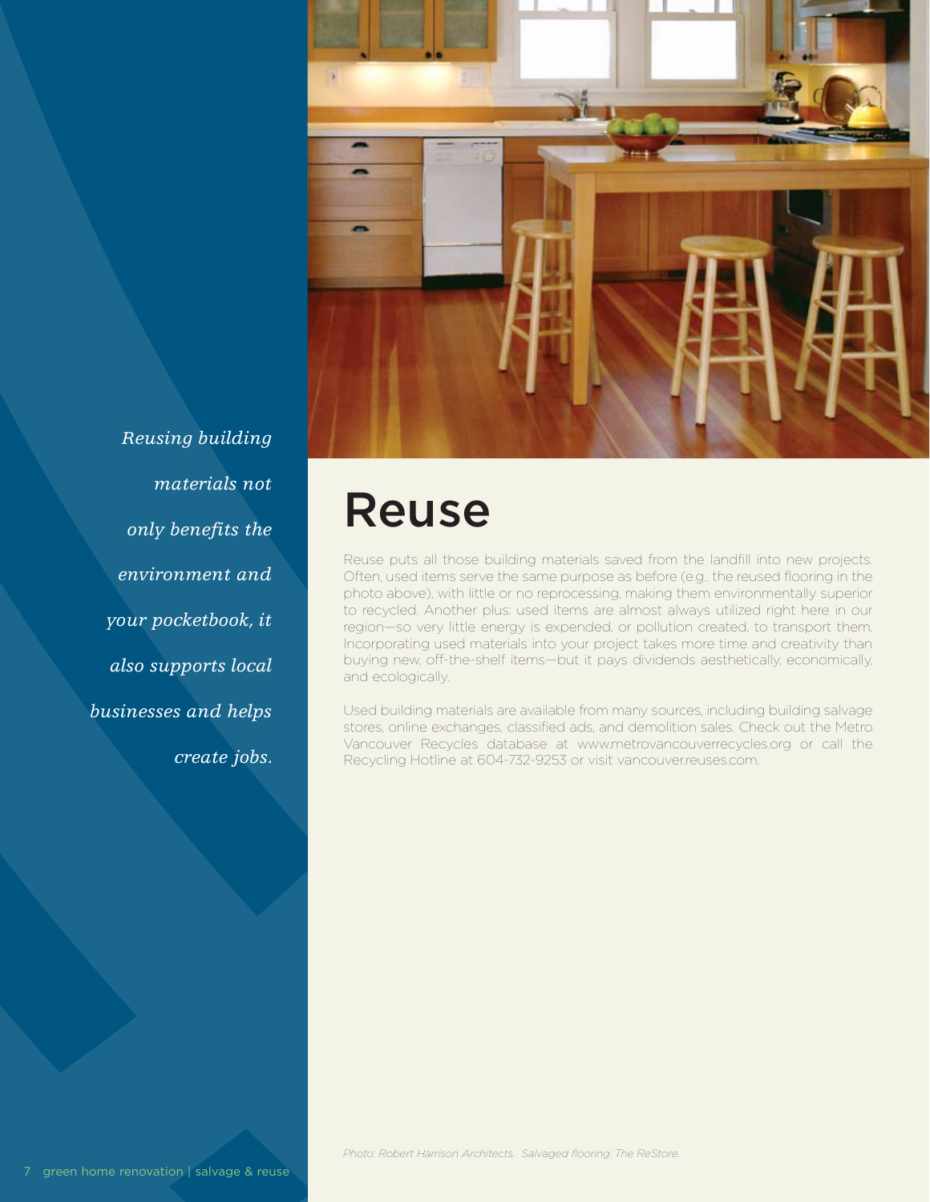*Reusing building materials not only benefits the environment and your pocketbook, it also supports local businesses and helps create jobs.*

# Reuse

Reuse puts all those building materials saved from the landfill into new projects. Often, used items serve the same purpose as before (e.g., the reused flooring in the photo above), with little or no reprocessing, making them environmentally superior to recycled. Another plus: used items are almost always utilized right here in our region—so very little energy is expended, or pollution created, to transport them. Incorporating used materials into your project takes more time and creativity than buying new, off-the-shelf items—but it pays dividends aesthetically, economically, and ecologically.

Used building materials are available from many sources, including building salvage stores, online exchanges, classified ads, and demolition sales. Check out the Metro Vancouver Recycles database at www.metrovancouverrecycles.org or call the Recycling Hotline at 604-732-9253 or visit vancouver.reuses.com.

*Photo: Robert Harrison Architects. Salvaged flooring: The ReStore.*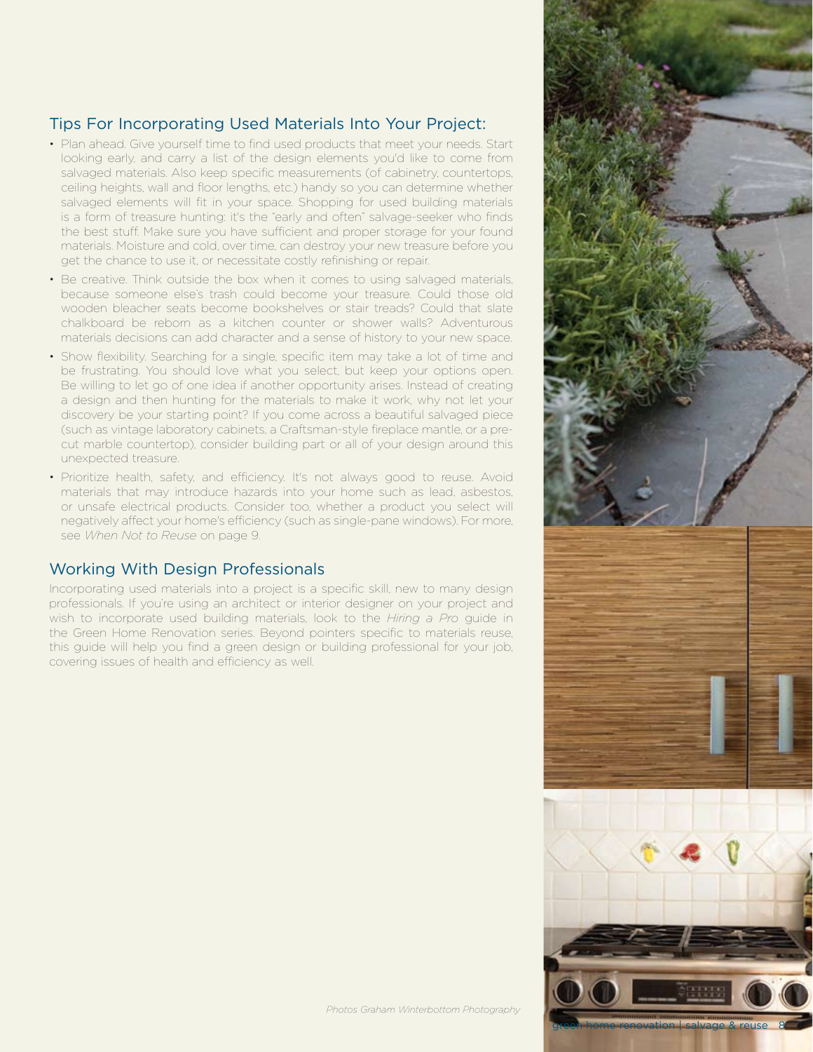## Tips For Incorporating Used Materials Into Your Project:

- Plan ahead. Give yourself time to find used products that meet your needs. Start looking early, and carry a list of the design elements you'd like to come from salvaged materials. Also keep specific measurements (of cabinetry, countertops, ceiling heights, wall and floor lengths, etc.) handy so you can determine whether salvaged elements will fit in your space. Shopping for used building materials is a form of treasure hunting: it's the "early and often" salvage-seeker who finds the best stuff. Make sure you have sufficient and proper storage for your found materials. Moisture and cold, over time, can destroy your new treasure before you get the chance to use it, or necessitate costly refinishing or repair.
- Be creative. Think outside the box when it comes to using salvaged materials, because someone else's trash could become your treasure. Could those old wooden bleacher seats become bookshelves or stair treads? Could that slate chalkboard be reborn as a kitchen counter or shower walls? Adventurous materials decisions can add character and a sense of history to your new space.
- Show flexibility. Searching for a single, specific item may take a lot of time and be frustrating. You should love what you select, but keep your options open. Be willing to let go of one idea if another opportunity arises. Instead of creating a design and then hunting for the materials to make it work, why not let your discovery be your starting point? If you come across a beautiful salvaged piece (such as vintage laboratory cabinets, a Craftsman-style fireplace mantle, or a pre-cut marble countertop), consider building part or all of your design around this unexpected treasure.
- Prioritize health, safety, and efficiency. It's not always good to reuse. Avoid materials that may introduce hazards into your home such as lead, asbestos, or unsafe electrical products. Consider too, whether a product you select will negatively affect your home's efficiency (such as single-pane windows). For more, see *When Not to Reuse* on page 9.

## Working With Design Professionals

Incorporating used materials into a project is a specific skill, new to many design professionals. If you're using an architect or interior designer on your project and wish to incorporate used building materials, look to the *Hiring a Pro* guide in the Green Home Renovation series. Beyond pointers specific to materials reuse, this guide will help you find a green design or building professional for your job, covering issues of health and efficiency as well.

*Photos Graham Winterbottom Photography*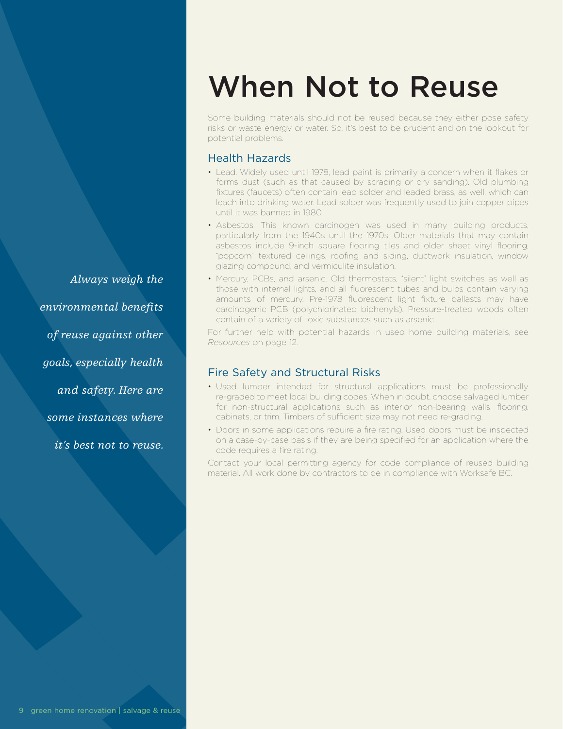# When Not to Reuse

Some building materials should not be reused because they either pose safety risks or waste energy or water. So, it's best to be prudent and on the lookout for potential problems.

*Always weigh the environmental benefits of reuse against other goals, especially health and safety. Here are some instances where it's best not to reuse.*

## Health Hazards

- Lead. Widely used until 1978, lead paint is primarily a concern when it flakes or forms dust (such as that caused by scraping or dry sanding). Old plumbing fixtures (faucets) often contain lead solder and leaded brass, as well, which can leach into drinking water. Lead solder was frequently used to join copper pipes until it was banned in 1980.
- Asbestos. This known carcinogen was used in many building products, particularly from the 1940s until the 1970s. Older materials that may contain asbestos include 9-inch square flooring tiles and older sheet vinyl flooring, "popcorn" textured ceilings, roofing and siding, ductwork insulation, window glazing compound, and vermiculite insulation.
- Mercury, PCBs, and arsenic. Old thermostats, "silent" light switches as well as those with internal lights, and all fluorescent tubes and bulbs contain varying amounts of mercury. Pre-1978 fluorescent light fixture ballasts may have carcinogenic PCB (polychlorinated biphenyls). Pressure-treated woods often contain of a variety of toxic substances such as arsenic.

For further help with potential hazards in used home building materials, see *Resources* on page 12.

## Fire Safety and Structural Risks

- Used lumber intended for structural applications must be professionally re-graded to meet local building codes. When in doubt, choose salvaged lumber for non-structural applications such as interior non-bearing walls, flooring, cabinets, or trim. Timbers of sufficient size may not need re-grading.
- Doors in some applications require a fire rating. Used doors must be inspected on a case-by-case basis if they are being specified for an application where the code requires a fire rating.

Contact your local permitting agency for code compliance of reused building material. All work done by contractors to be in compliance with Worksafe BC.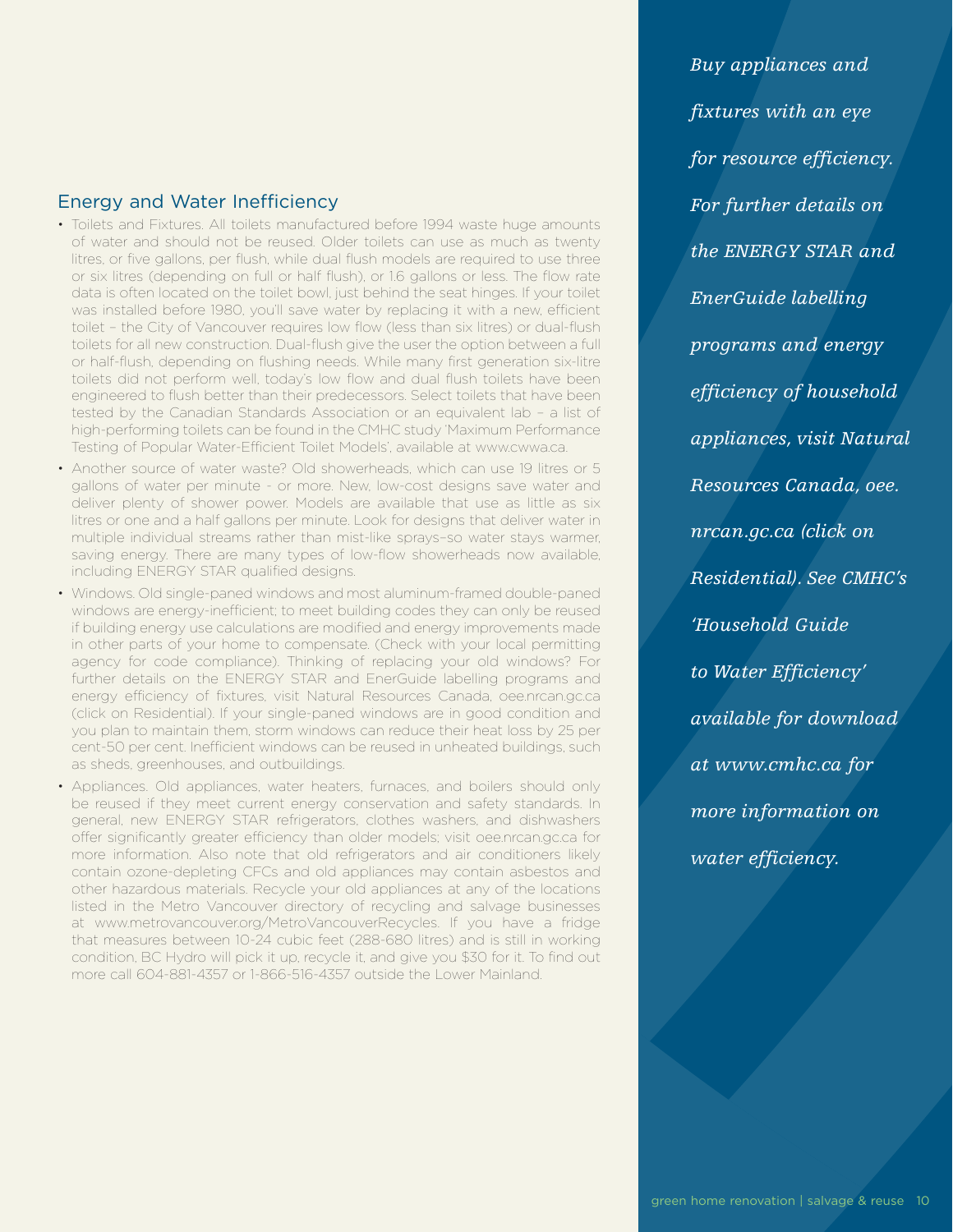## Energy and Water Inefficiency

- Toilets and Fixtures. All toilets manufactured before 1994 waste huge amounts of water and should not be reused. Older toilets can use as much as twenty litres, or five gallons, per flush, while dual flush models are required to use three or six litres (depending on full or half flush), or 1.6 gallons or less. The flow rate data is often located on the toilet bowl, just behind the seat hinges. If your toilet was installed before 1980, you'll save water by replacing it with a new, efficient toilet – the City of Vancouver requires low flow (less than six litres) or dual-flush toilets for all new construction. Dual-flush give the user the option between a full or half-flush, depending on flushing needs. While many first generation six-litre toilets did not perform well, today's low flow and dual flush toilets have been engineered to flush better than their predecessors. Select toilets that have been tested by the Canadian Standards Association or an equivalent lab – a list of high-performing toilets can be found in the CMHC study 'Maximum Performance Testing of Popular Water-Efficient Toilet Models', available at www.cwwa.ca.
- Another source of water waste? Old showerheads, which can use 19 litres or 5 gallons of water per minute - or more. New, low-cost designs save water and deliver plenty of shower power. Models are available that use as little as six litres or one and a half gallons per minute. Look for designs that deliver water in multiple individual streams rather than mist-like sprays–so water stays warmer, saving energy. There are many types of low-flow showerheads now available, including ENERGY STAR qualified designs.
- Windows. Old single-paned windows and most aluminum-framed double-paned windows are energy-inefficient; to meet building codes they can only be reused if building energy use calculations are modified and energy improvements made in other parts of your home to compensate. (Check with your local permitting agency for code compliance). Thinking of replacing your old windows? For further details on the ENERGY STAR and EnerGuide labelling programs and energy efficiency of fixtures, visit Natural Resources Canada, oee.nrcan.gc.ca (click on Residential). If your single-paned windows are in good condition and you plan to maintain them, storm windows can reduce their heat loss by 25 per cent-50 per cent. Inefficient windows can be reused in unheated buildings, such as sheds, greenhouses, and outbuildings.
- Appliances. Old appliances, water heaters, furnaces, and boilers should only be reused if they meet current energy conservation and safety standards. In general, new ENERGY STAR refrigerators, clothes washers, and dishwashers offer significantly greater efficiency than older models; visit oee.nrcan.gc.ca for more information. Also note that old refrigerators and air conditioners likely contain ozone-depleting CFCs and old appliances may contain asbestos and other hazardous materials. Recycle your old appliances at any of the locations listed in the Metro Vancouver directory of recycling and salvage businesses at www.metrovancouver.org/MetroVancouverRecycles. If you have a fridge that measures between 10-24 cubic feet (288-680 litres) and is still in working condition, BC Hydro will pick it up, recycle it, and give you $30 for it. To find out more call 604-881-4357 or 1-866-516-4357 outside the Lower Mainland.

*Buy appliances and fixtures with an eye for resource efficiency. For further details on the ENERGY STAR and EnerGuide labelling programs and energy efficiency of household appliances, visit Natural Resources Canada, oee.nrcan.gc.ca (click on Residential). See CMHC's 'Household Guide to Water Efficiency' available for download at www.cmhc.ca for more information on water efficiency.*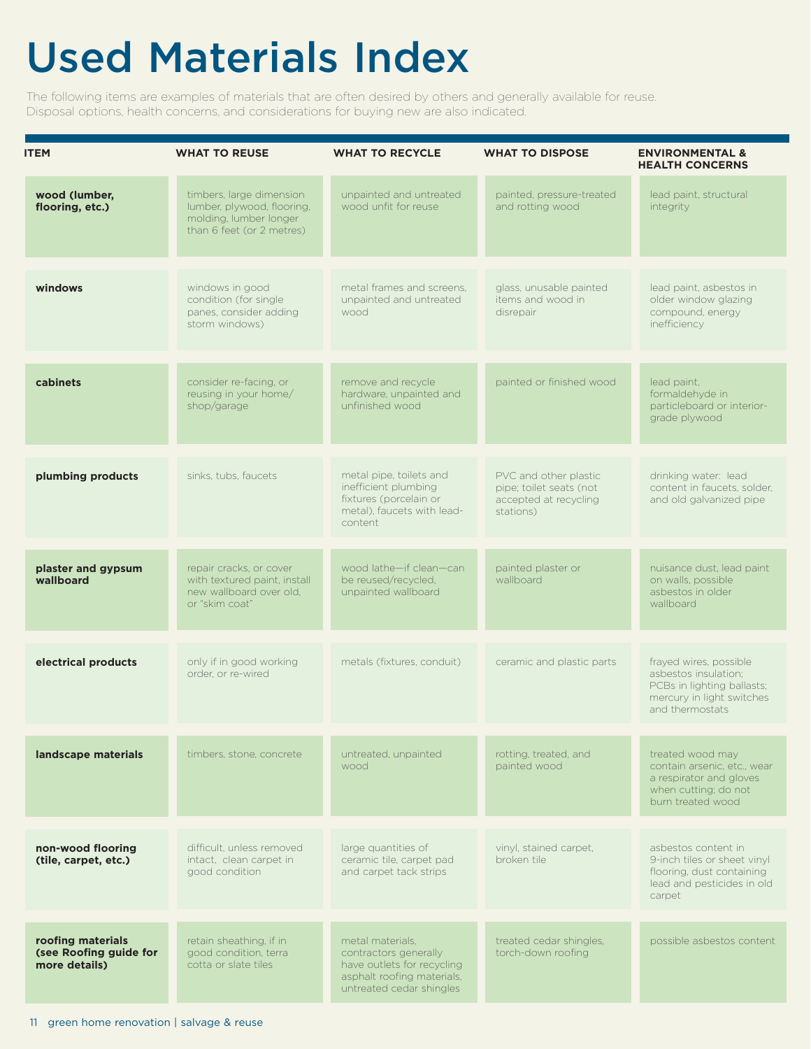# Used Materials Index

The following items are examples of materials that are often desired by others and generally available for reuse. Disposal options, health concerns, and considerations for buying new are also indicated.

| ITEM | WHAT TO REUSE | WHAT TO RECYCLE | WHAT TO DISPOSE | ENVIRONMENTAL & HEALTH CONCERNS |
|---|---|---|---|---|
| **wood (lumber, flooring, etc.)** | timbers, large dimension lumber, plywood, flooring, molding, lumber longer than 6 feet (or 2 metres) | unpainted and untreated wood unfit for reuse | painted, pressure-treated and rotting wood | lead paint, structural integrity |
| **windows** | windows in good condition (for single panes, consider adding storm windows) | metal frames and screens, unpainted and untreated wood | glass, unusable painted items and wood in disrepair | lead paint, asbestos in older window glazing compound, energy inefficiency |
| **cabinets** | consider re-facing, or reusing in your home/ shop/garage | remove and recycle hardware, unpainted and unfinished wood | painted or finished wood | lead paint, formaldehyde in particleboard or interior-grade plywood |
| **plumbing products** | sinks, tubs, faucets | metal pipe, toilets and inefficient plumbing fixtures (porcelain or metal), faucets with lead-content | PVC and other plastic pipe; toilet seats (not accepted at recycling stations) | drinking water: lead content in faucets, solder, and old galvanized pipe |
| **plaster and gypsum wallboard** | repair cracks, or cover with textured paint, install new wallboard over old, or "skim coat" | wood lathe—if clean—can be reused/recycled, unpainted wallboard | painted plaster or wallboard | nuisance dust, lead paint on walls, possible asbestos in older wallboard |
| **electrical products** | only if in good working order, or re-wired | metals (fixtures, conduit) | ceramic and plastic parts | frayed wires, possible asbestos insulation; PCBs in lighting ballasts; mercury in light switches and thermostats |
| **landscape materials** | timbers, stone, concrete | untreated, unpainted wood | rotting, treated, and painted wood | treated wood may contain arsenic, etc., wear a respirator and gloves when cutting; do not burn treated wood |
| **non-wood flooring (tile, carpet, etc.)** | difficult, unless removed intact, clean carpet in good condition | large quantities of ceramic tile, carpet pad and carpet tack strips | vinyl, stained carpet, broken tile | asbestos content in 9-inch tiles or sheet vinyl flooring, dust containing lead and pesticides in old carpet |
| **roofing materials (see Roofing guide for more details)** | retain sheathing, if in good condition, terra cotta or slate tiles | metal materials, contractors generally have outlets for recycling asphalt roofing materials, untreated cedar shingles | treated cedar shingles, torch-down roofing | possible asbestos content |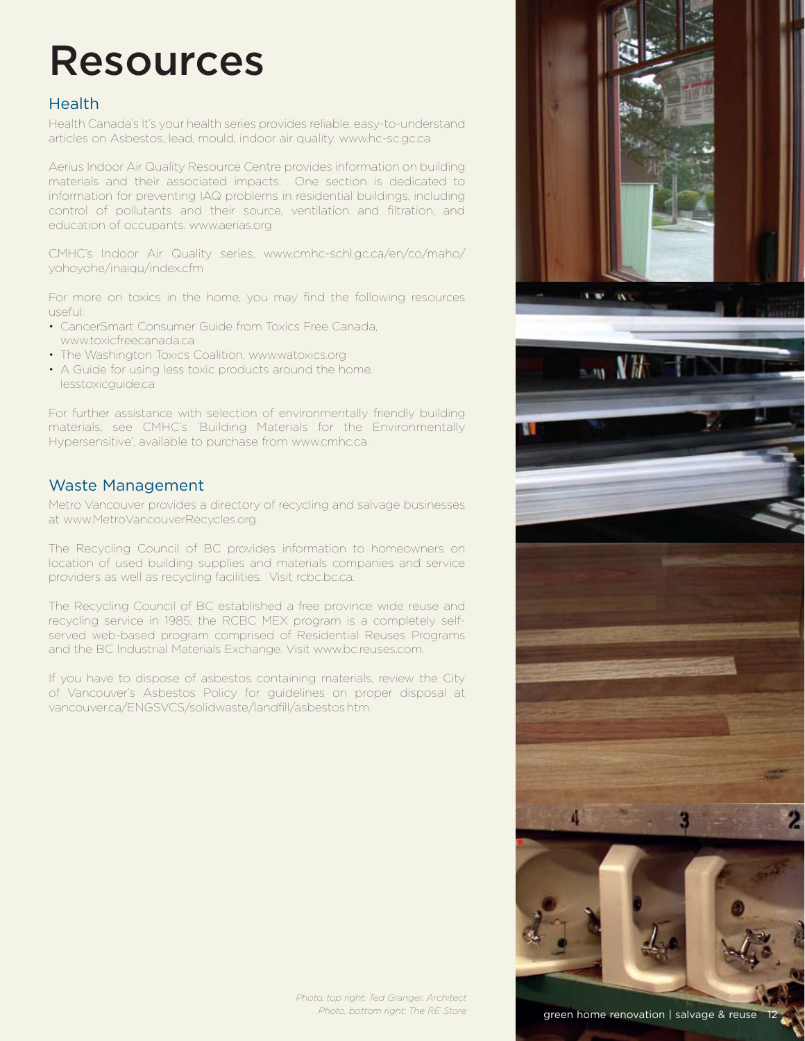# Resources

## Health

Health Canada's It's your health series provides reliable, easy-to-understand articles on Asbestos, lead, mould, indoor air quality. www.hc-sc.gc.ca

Aerius Indoor Air Quality Resource Centre provides information on building materials and their associated impacts. One section is dedicated to information for preventing IAQ problems in residential buildings, including control of pollutants and their source, ventilation and filtration, and education of occupants. www.aerias.org

CMHC's Indoor Air Quality series, www.cmhc-schl.gc.ca/en/co/maho/yohoyohe/inaiqu/index.cfm

For more on toxics in the home, you may find the following resources useful:

- CancerSmart Consumer Guide from Toxics Free Canada, www.toxicfreecanada.ca
- The Washington Toxics Coalition, www.watoxics.org
- A Guide for using less toxic products around the home. lesstoxicguide.ca

For further assistance with selection of environmentally friendly building materials, see CMHC's 'Building Materials for the Environmentally Hypersensitive', available to purchase from www.cmhc.ca.

## Waste Management

Metro Vancouver provides a directory of recycling and salvage businesses at www.MetroVancouverRecycles.org.

The Recycling Council of BC provides information to homeowners on location of used building supplies and materials companies and service providers as well as recycling facilities. Visit rcbc.bc.ca.

The Recycling Council of BC established a free province wide reuse and recycling service in 1985; the RCBC MEX program is a completely self-served web-based program comprised of Residential Reuses Programs and the BC Industrial Materials Exchange. Visit www.bc.reuses.com.

If you have to dispose of asbestos containing materials, review the City of Vancouver's Asbestos Policy for guidelines on proper disposal at vancouver.ca/ENGSVCS/solidwaste/landfill/asbestos.htm.

*Photo, top right: Ted Granger, Architect*
*Photo, bottom right: The RE Store*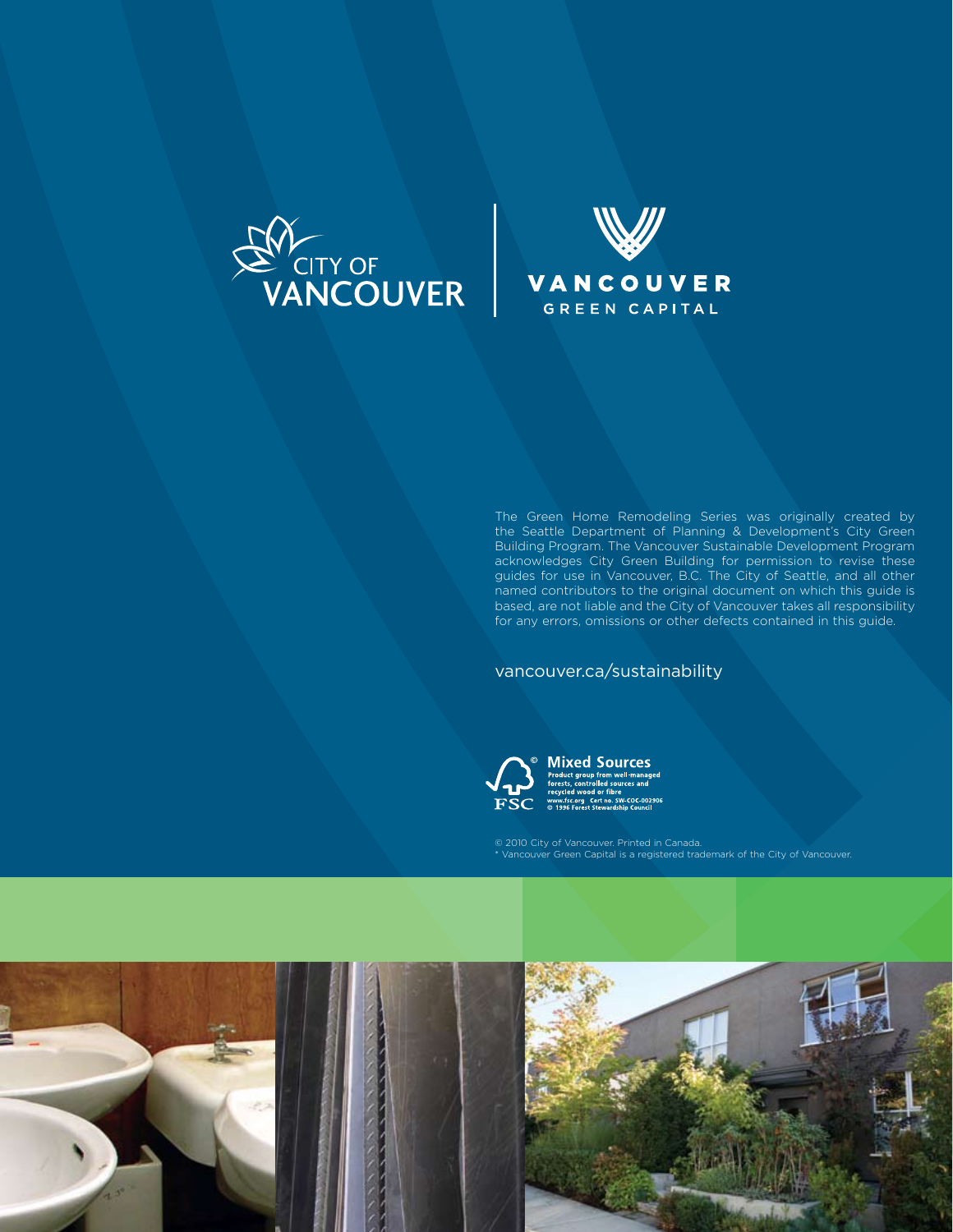CITY OF VANCOUVER

VANCOUVER GREEN CAPITAL

The Green Home Remodeling Series was originally created by the Seattle Department of Planning & Development's City Green Building Program. The Vancouver Sustainable Development Program acknowledges City Green Building for permission to revise these guides for use in Vancouver, B.C. The City of Seattle, and all other named contributors to the original document on which this guide is based, are not liable and the City of Vancouver takes all responsibility for any errors, omissions or other defects contained in this guide.

vancouver.ca/sustainability

**Mixed Sources**
Product group from well-managed forests, controlled sources and recycled wood or fibre
www.fsc.org Cert no. SW-COC-002906
© 1996 Forest Stewardship Council

© 2010 City of Vancouver. Printed in Canada.
* Vancouver Green Capital is a registered trademark of the City of Vancouver.